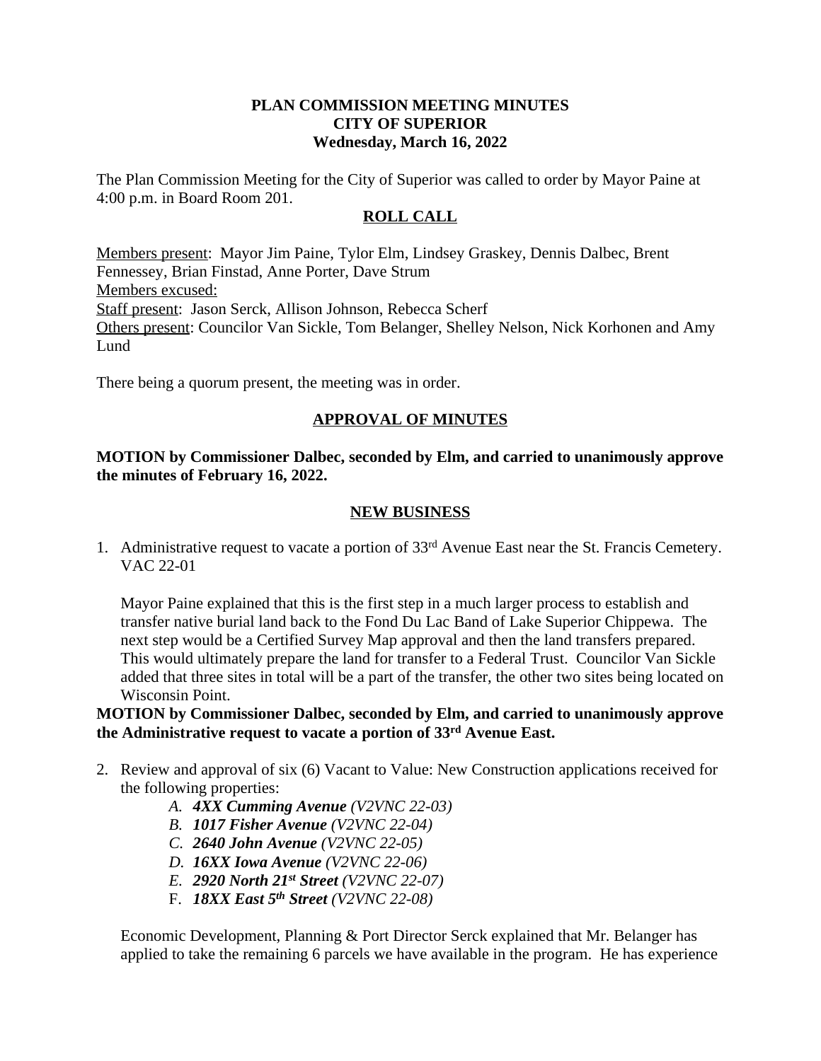**PLAN COMMISSION MEETING MINUTES**
**CITY OF SUPERIOR**
**Wednesday, March 16, 2022**

The Plan Commission Meeting for the City of Superior was called to order by Mayor Paine at 4:00 p.m. in Board Room 201.

## ROLL CALL

Members present: Mayor Jim Paine, Tylor Elm, Lindsey Graskey, Dennis Dalbec, Brent Fennessey, Brian Finstad, Anne Porter, Dave Strum
Members excused:
Staff present: Jason Serck, Allison Johnson, Rebecca Scherf
Others present: Councilor Van Sickle, Tom Belanger, Shelley Nelson, Nick Korhonen and Amy Lund

There being a quorum present, the meeting was in order.

## APPROVAL OF MINUTES

**MOTION by Commissioner Dalbec, seconded by Elm, and carried to unanimously approve the minutes of February 16, 2022.**

## NEW BUSINESS

1. Administrative request to vacate a portion of 33rd Avenue East near the St. Francis Cemetery. VAC 22-01

   Mayor Paine explained that this is the first step in a much larger process to establish and transfer native burial land back to the Fond Du Lac Band of Lake Superior Chippewa. The next step would be a Certified Survey Map approval and then the land transfers prepared. This would ultimately prepare the land for transfer to a Federal Trust. Councilor Van Sickle added that three sites in total will be a part of the transfer, the other two sites being located on Wisconsin Point.

**MOTION by Commissioner Dalbec, seconded by Elm, and carried to unanimously approve the Administrative request to vacate a portion of 33rd Avenue East.**

2. Review and approval of six (6) Vacant to Value: New Construction applications received for the following properties:
   - A. ***4XX Cumming Avenue*** *(V2VNC 22-03)*
   - B. ***1017 Fisher Avenue*** *(V2VNC 22-04)*
   - C. ***2640 John Avenue*** *(V2VNC 22-05)*
   - D. ***16XX Iowa Avenue*** *(V2VNC 22-06)*
   - E. ***2920 North 21st Street*** *(V2VNC 22-07)*
   - F. ***18XX East 5th Street*** *(V2VNC 22-08)*

   Economic Development, Planning & Port Director Serck explained that Mr. Belanger has applied to take the remaining 6 parcels we have available in the program. He has experience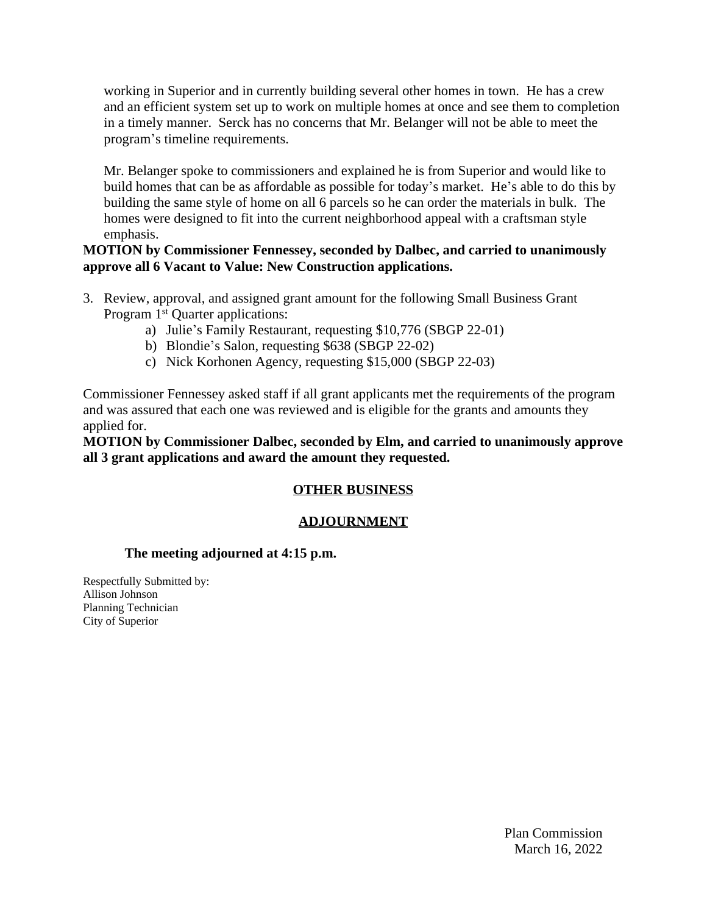working in Superior and in currently building several other homes in town. He has a crew and an efficient system set up to work on multiple homes at once and see them to completion in a timely manner. Serck has no concerns that Mr. Belanger will not be able to meet the program's timeline requirements.

Mr. Belanger spoke to commissioners and explained he is from Superior and would like to build homes that can be as affordable as possible for today's market. He's able to do this by building the same style of home on all 6 parcels so he can order the materials in bulk. The homes were designed to fit into the current neighborhood appeal with a craftsman style emphasis.

**MOTION by Commissioner Fennessey, seconded by Dalbec, and carried to unanimously approve all 6 Vacant to Value: New Construction applications.**

3. Review, approval, and assigned grant amount for the following Small Business Grant Program 1st Quarter applications:
   a) Julie's Family Restaurant, requesting $10,776 (SBGP 22-01)
   b) Blondie's Salon, requesting $638 (SBGP 22-02)
   c) Nick Korhonen Agency, requesting $15,000 (SBGP 22-03)

Commissioner Fennessey asked staff if all grant applicants met the requirements of the program and was assured that each one was reviewed and is eligible for the grants and amounts they applied for.

**MOTION by Commissioner Dalbec, seconded by Elm, and carried to unanimously approve all 3 grant applications and award the amount they requested.**

## OTHER BUSINESS

## ADJOURNMENT

**The meeting adjourned at 4:15 p.m.**

Respectfully Submitted by:
Allison Johnson
Planning Technician
City of Superior

Plan Commission
March 16, 2022